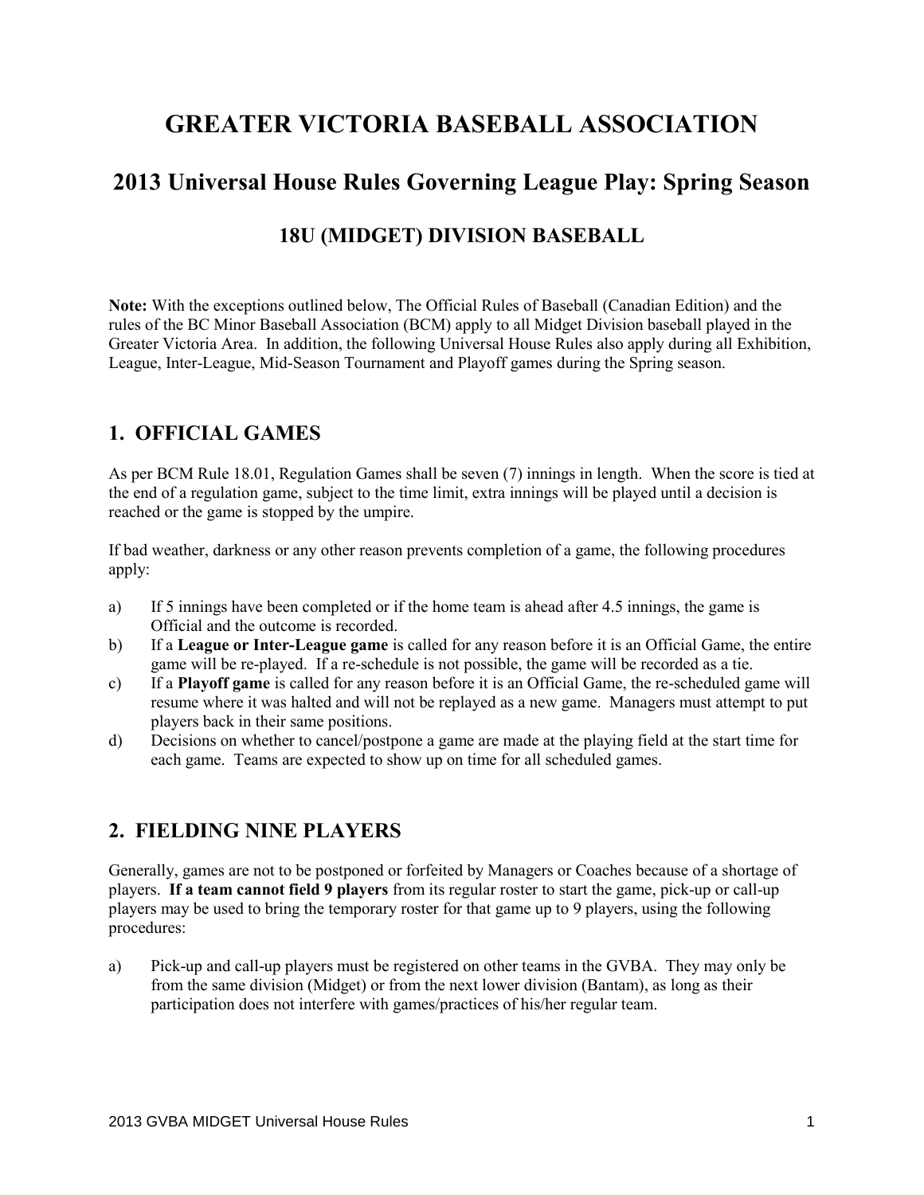# GREATER VICTORIA BASEBALL ASSOCIATION

## 2013 Universal House Rules Governing League Play: Spring Season

### 18U (MIDGET) DIVISION BASEBALL

**Note:** With the exceptions outlined below, The Official Rules of Baseball (Canadian Edition) and the rules of the BC Minor Baseball Association (BCM) apply to all Midget Division baseball played in the Greater Victoria Area. In addition, the following Universal House Rules also apply during all Exhibition, League, Inter-League, Mid-Season Tournament and Playoff games during the Spring season.

## 1. OFFICIAL GAMES

As per BCM Rule 18.01, Regulation Games shall be seven (7) innings in length. When the score is tied at the end of a regulation game, subject to the time limit, extra innings will be played until a decision is reached or the game is stopped by the umpire.

If bad weather, darkness or any other reason prevents completion of a game, the following procedures apply:

a) If 5 innings have been completed or if the home team is ahead after 4.5 innings, the game is Official and the outcome is recorded.

b) If a **League or Inter-League game** is called for any reason before it is an Official Game, the entire game will be re-played. If a re-schedule is not possible, the game will be recorded as a tie.

c) If a **Playoff game** is called for any reason before it is an Official Game, the re-scheduled game will resume where it was halted and will not be replayed as a new game. Managers must attempt to put players back in their same positions.

d) Decisions on whether to cancel/postpone a game are made at the playing field at the start time for each game. Teams are expected to show up on time for all scheduled games.

## 2. FIELDING NINE PLAYERS

Generally, games are not to be postponed or forfeited by Managers or Coaches because of a shortage of players. **If a team cannot field 9 players** from its regular roster to start the game, pick-up or call-up players may be used to bring the temporary roster for that game up to 9 players, using the following procedures:

a) Pick-up and call-up players must be registered on other teams in the GVBA. They may only be from the same division (Midget) or from the next lower division (Bantam), as long as their participation does not interfere with games/practices of his/her regular team.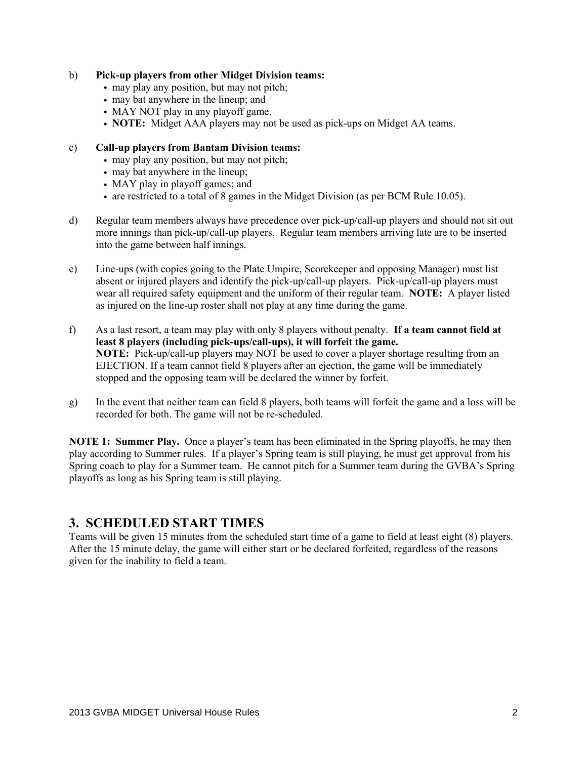b) **Pick-up players from other Midget Division teams:**
   - may play any position, but may not pitch;
   - may bat anywhere in the lineup; and
   - MAY NOT play in any playoff game.
   - **NOTE:** Midget AAA players may not be used as pick-ups on Midget AA teams.

c) **Call-up players from Bantam Division teams:**
   - may play any position, but may not pitch;
   - may bat anywhere in the lineup;
   - MAY play in playoff games; and
   - are restricted to a total of 8 games in the Midget Division (as per BCM Rule 10.05).

d) Regular team members always have precedence over pick-up/call-up players and should not sit out more innings than pick-up/call-up players. Regular team members arriving late are to be inserted into the game between half innings.

e) Line-ups (with copies going to the Plate Umpire, Scorekeeper and opposing Manager) must list absent or injured players and identify the pick-up/call-up players. Pick-up/call-up players must wear all required safety equipment and the uniform of their regular team. **NOTE:** A player listed as injured on the line-up roster shall not play at any time during the game.

f) As a last resort, a team may play with only 8 players without penalty. **If a team cannot field at least 8 players (including pick-ups/call-ups), it will forfeit the game.**
**NOTE:** Pick-up/call-up players may NOT be used to cover a player shortage resulting from an EJECTION. If a team cannot field 8 players after an ejection, the game will be immediately stopped and the opposing team will be declared the winner by forfeit.

g) In the event that neither team can field 8 players, both teams will forfeit the game and a loss will be recorded for both. The game will not be re-scheduled.

**NOTE 1: Summer Play.** Once a player's team has been eliminated in the Spring playoffs, he may then play according to Summer rules. If a player's Spring team is still playing, he must get approval from his Spring coach to play for a Summer team. He cannot pitch for a Summer team during the GVBA's Spring playoffs as long as his Spring team is still playing.

## 3. SCHEDULED START TIMES

Teams will be given 15 minutes from the scheduled start time of a game to field at least eight (8) players. After the 15 minute delay, the game will either start or be declared forfeited, regardless of the reasons given for the inability to field a team.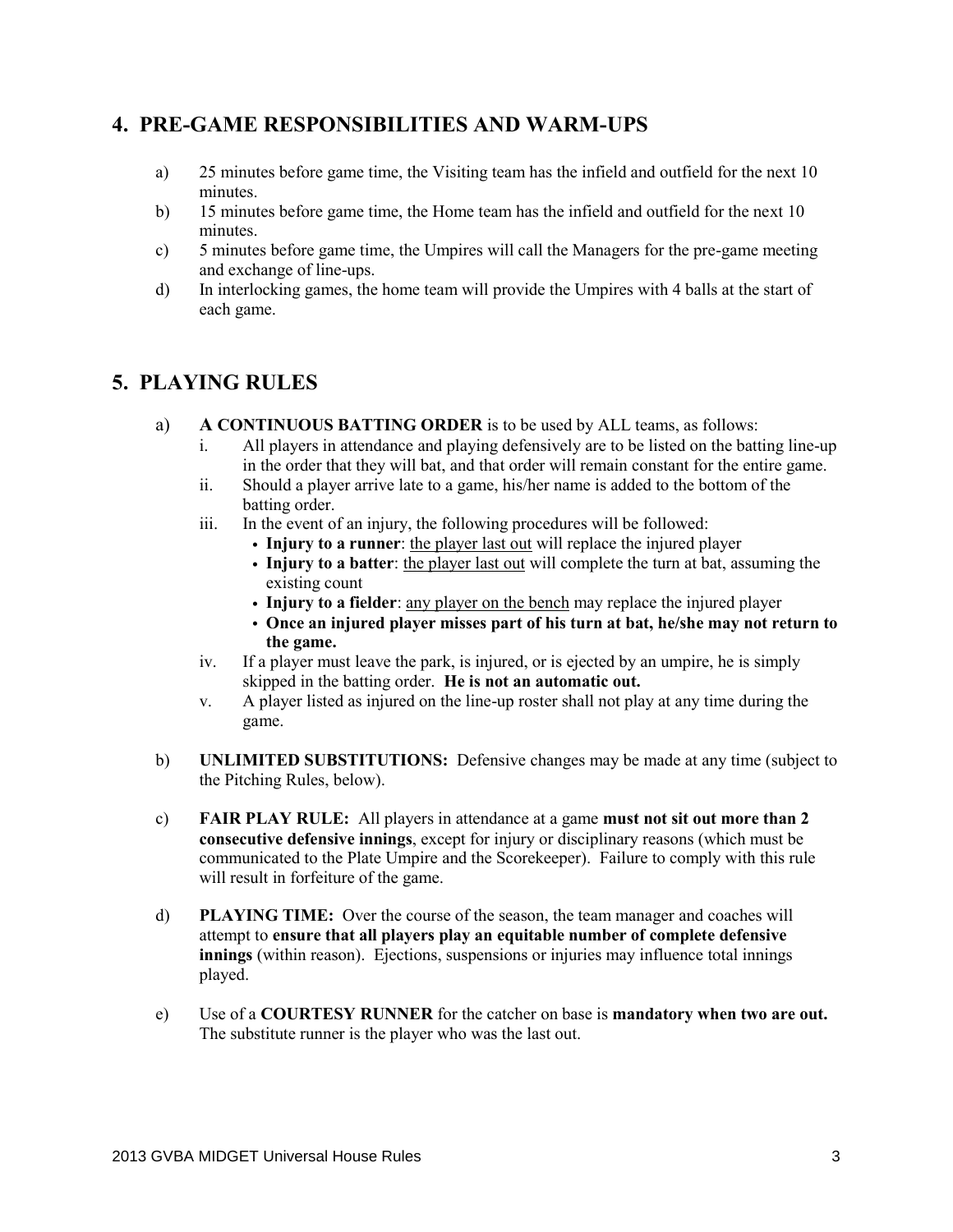## 4. PRE-GAME RESPONSIBILITIES AND WARM-UPS

a) 25 minutes before game time, the Visiting team has the infield and outfield for the next 10 minutes.
b) 15 minutes before game time, the Home team has the infield and outfield for the next 10 minutes.
c) 5 minutes before game time, the Umpires will call the Managers for the pre-game meeting and exchange of line-ups.
d) In interlocking games, the home team will provide the Umpires with 4 balls at the start of each game.

## 5. PLAYING RULES

a) **A CONTINUOUS BATTING ORDER** is to be used by ALL teams, as follows:
   i. All players in attendance and playing defensively are to be listed on the batting line-up in the order that they will bat, and that order will remain constant for the entire game.
   ii. Should a player arrive late to a game, his/her name is added to the bottom of the batting order.
   iii. In the event of an injury, the following procedures will be followed:
      - **Injury to a runner**: the player last out will replace the injured player
      - **Injury to a batter**: the player last out will complete the turn at bat, assuming the existing count
      - **Injury to a fielder**: any player on the bench may replace the injured player
      - **Once an injured player misses part of his turn at bat, he/she may not return to the game.**
   iv. If a player must leave the park, is injured, or is ejected by an umpire, he is simply skipped in the batting order. **He is not an automatic out.**
   v. A player listed as injured on the line-up roster shall not play at any time during the game.

b) **UNLIMITED SUBSTITUTIONS:** Defensive changes may be made at any time (subject to the Pitching Rules, below).

c) **FAIR PLAY RULE:** All players in attendance at a game **must not sit out more than 2 consecutive defensive innings**, except for injury or disciplinary reasons (which must be communicated to the Plate Umpire and the Scorekeeper). Failure to comply with this rule will result in forfeiture of the game.

d) **PLAYING TIME:** Over the course of the season, the team manager and coaches will attempt to **ensure that all players play an equitable number of complete defensive innings** (within reason). Ejections, suspensions or injuries may influence total innings played.

e) Use of a **COURTESY RUNNER** for the catcher on base is **mandatory when two are out.** The substitute runner is the player who was the last out.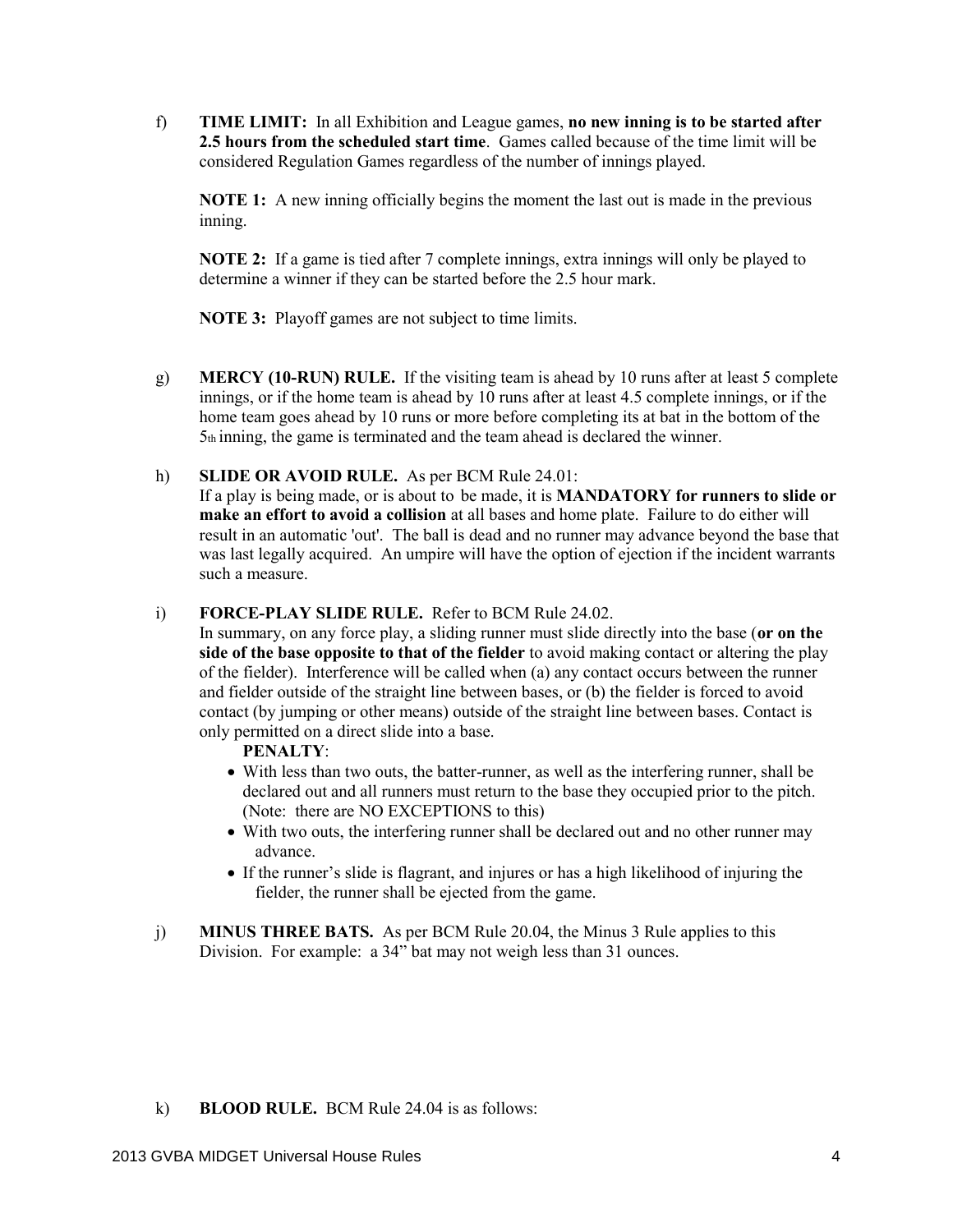f) **TIME LIMIT:** In all Exhibition and League games, **no new inning is to be started after 2.5 hours from the scheduled start time**. Games called because of the time limit will be considered Regulation Games regardless of the number of innings played.

**NOTE 1:** A new inning officially begins the moment the last out is made in the previous inning.

**NOTE 2:** If a game is tied after 7 complete innings, extra innings will only be played to determine a winner if they can be started before the 2.5 hour mark.

**NOTE 3:** Playoff games are not subject to time limits.

g) **MERCY (10-RUN) RULE.** If the visiting team is ahead by 10 runs after at least 5 complete innings, or if the home team is ahead by 10 runs after at least 4.5 complete innings, or if the home team goes ahead by 10 runs or more before completing its at bat in the bottom of the 5th inning, the game is terminated and the team ahead is declared the winner.

h) **SLIDE OR AVOID RULE.** As per BCM Rule 24.01:
If a play is being made, or is about to be made, it is **MANDATORY for runners to slide or make an effort to avoid a collision** at all bases and home plate. Failure to do either will result in an automatic 'out'. The ball is dead and no runner may advance beyond the base that was last legally acquired. An umpire will have the option of ejection if the incident warrants such a measure.

i) **FORCE-PLAY SLIDE RULE.** Refer to BCM Rule 24.02.
In summary, on any force play, a sliding runner must slide directly into the base (**or on the side of the base opposite to that of the fielder** to avoid making contact or altering the play of the fielder). Interference will be called when (a) any contact occurs between the runner and fielder outside of the straight line between bases, or (b) the fielder is forced to avoid contact (by jumping or other means) outside of the straight line between bases. Contact is only permitted on a direct slide into a base.

**PENALTY**:

- With less than two outs, the batter-runner, as well as the interfering runner, shall be declared out and all runners must return to the base they occupied prior to the pitch. (Note: there are NO EXCEPTIONS to this)
- With two outs, the interfering runner shall be declared out and no other runner may advance.
- If the runner's slide is flagrant, and injures or has a high likelihood of injuring the fielder, the runner shall be ejected from the game.

j) **MINUS THREE BATS.** As per BCM Rule 20.04, the Minus 3 Rule applies to this Division. For example: a 34" bat may not weigh less than 31 ounces.

k) **BLOOD RULE.** BCM Rule 24.04 is as follows: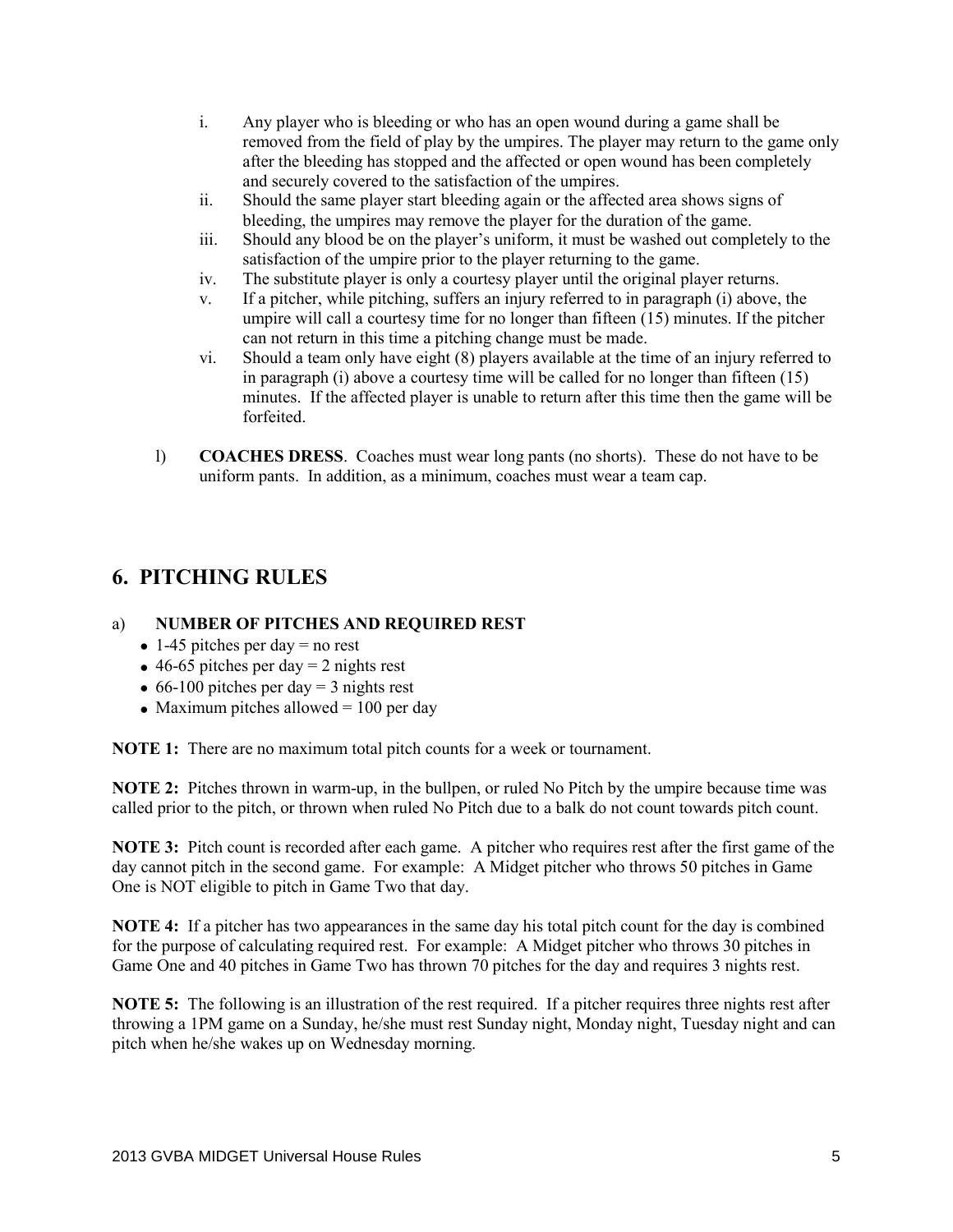i. Any player who is bleeding or who has an open wound during a game shall be removed from the field of play by the umpires. The player may return to the game only after the bleeding has stopped and the affected or open wound has been completely and securely covered to the satisfaction of the umpires.

ii. Should the same player start bleeding again or the affected area shows signs of bleeding, the umpires may remove the player for the duration of the game.

iii. Should any blood be on the player's uniform, it must be washed out completely to the satisfaction of the umpire prior to the player returning to the game.

iv. The substitute player is only a courtesy player until the original player returns.

v. If a pitcher, while pitching, suffers an injury referred to in paragraph (i) above, the umpire will call a courtesy time for no longer than fifteen (15) minutes. If the pitcher can not return in this time a pitching change must be made.

vi. Should a team only have eight (8) players available at the time of an injury referred to in paragraph (i) above a courtesy time will be called for no longer than fifteen (15) minutes. If the affected player is unable to return after this time then the game will be forfeited.

l) **COACHES DRESS**. Coaches must wear long pants (no shorts). These do not have to be uniform pants. In addition, as a minimum, coaches must wear a team cap.

## 6. PITCHING RULES

a) **NUMBER OF PITCHES AND REQUIRED REST**

- 1-45 pitches per day = no rest
- 46-65 pitches per day = 2 nights rest
- 66-100 pitches per day = 3 nights rest
- Maximum pitches allowed = 100 per day

**NOTE 1:** There are no maximum total pitch counts for a week or tournament.

**NOTE 2:** Pitches thrown in warm-up, in the bullpen, or ruled No Pitch by the umpire because time was called prior to the pitch, or thrown when ruled No Pitch due to a balk do not count towards pitch count.

**NOTE 3:** Pitch count is recorded after each game. A pitcher who requires rest after the first game of the day cannot pitch in the second game. For example: A Midget pitcher who throws 50 pitches in Game One is NOT eligible to pitch in Game Two that day.

**NOTE 4:** If a pitcher has two appearances in the same day his total pitch count for the day is combined for the purpose of calculating required rest. For example: A Midget pitcher who throws 30 pitches in Game One and 40 pitches in Game Two has thrown 70 pitches for the day and requires 3 nights rest.

**NOTE 5:** The following is an illustration of the rest required. If a pitcher requires three nights rest after throwing a 1PM game on a Sunday, he/she must rest Sunday night, Monday night, Tuesday night and can pitch when he/she wakes up on Wednesday morning.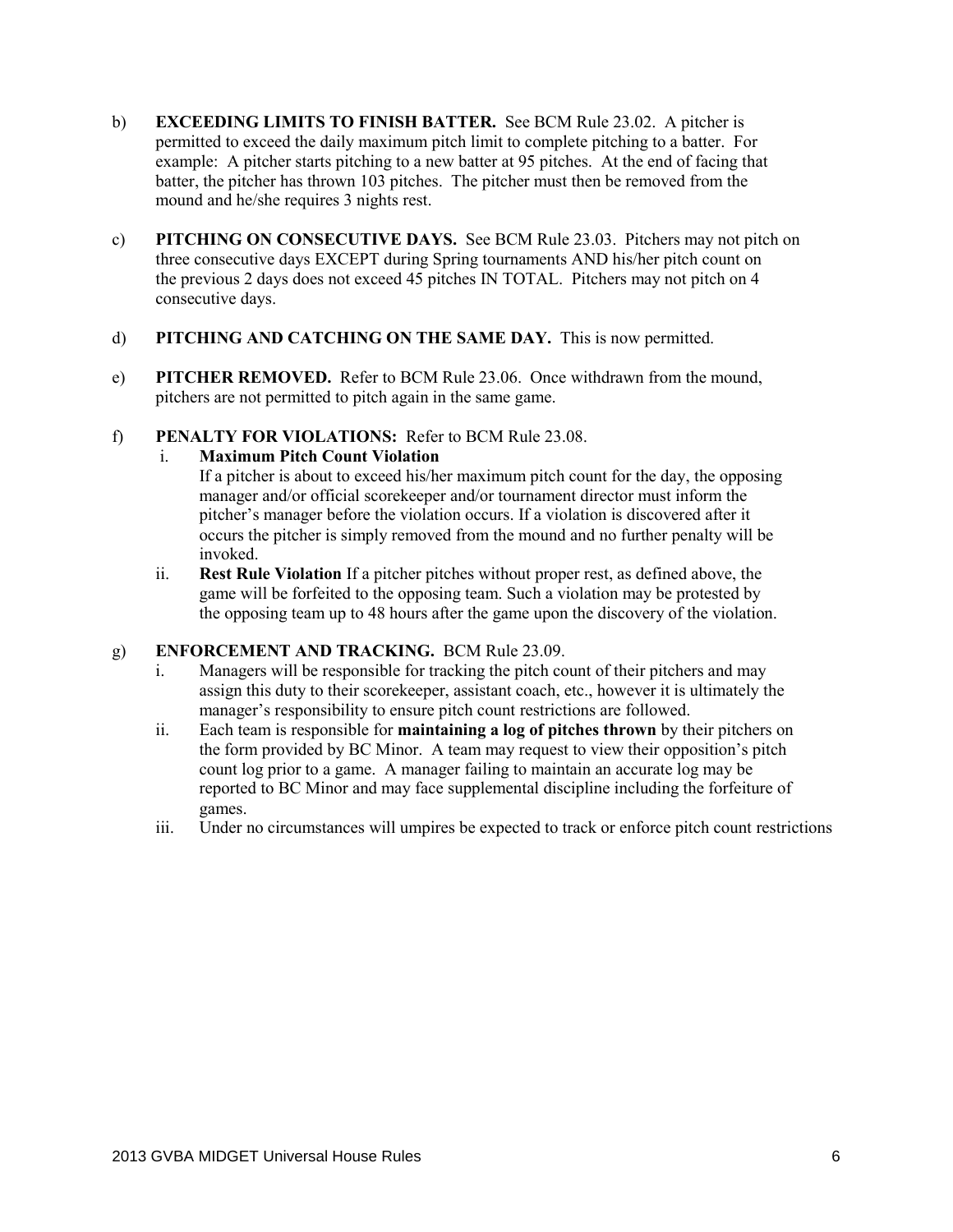b) **EXCEEDING LIMITS TO FINISH BATTER.** See BCM Rule 23.02. A pitcher is permitted to exceed the daily maximum pitch limit to complete pitching to a batter. For example: A pitcher starts pitching to a new batter at 95 pitches. At the end of facing that batter, the pitcher has thrown 103 pitches. The pitcher must then be removed from the mound and he/she requires 3 nights rest.

c) **PITCHING ON CONSECUTIVE DAYS.** See BCM Rule 23.03. Pitchers may not pitch on three consecutive days EXCEPT during Spring tournaments AND his/her pitch count on the previous 2 days does not exceed 45 pitches IN TOTAL. Pitchers may not pitch on 4 consecutive days.

d) **PITCHING AND CATCHING ON THE SAME DAY.** This is now permitted.

e) **PITCHER REMOVED.** Refer to BCM Rule 23.06. Once withdrawn from the mound, pitchers are not permitted to pitch again in the same game.

f) **PENALTY FOR VIOLATIONS:** Refer to BCM Rule 23.08.

   i. **Maximum Pitch Count Violation**
   If a pitcher is about to exceed his/her maximum pitch count for the day, the opposing manager and/or official scorekeeper and/or tournament director must inform the pitcher's manager before the violation occurs. If a violation is discovered after it occurs the pitcher is simply removed from the mound and no further penalty will be invoked.

   ii. **Rest Rule Violation** If a pitcher pitches without proper rest, as defined above, the game will be forfeited to the opposing team. Such a violation may be protested by the opposing team up to 48 hours after the game upon the discovery of the violation.

g) **ENFORCEMENT AND TRACKING.** BCM Rule 23.09.

   i. Managers will be responsible for tracking the pitch count of their pitchers and may assign this duty to their scorekeeper, assistant coach, etc., however it is ultimately the manager's responsibility to ensure pitch count restrictions are followed.

   ii. Each team is responsible for **maintaining a log of pitches thrown** by their pitchers on the form provided by BC Minor. A team may request to view their opposition's pitch count log prior to a game. A manager failing to maintain an accurate log may be reported to BC Minor and may face supplemental discipline including the forfeiture of games.

   iii. Under no circumstances will umpires be expected to track or enforce pitch count restrictions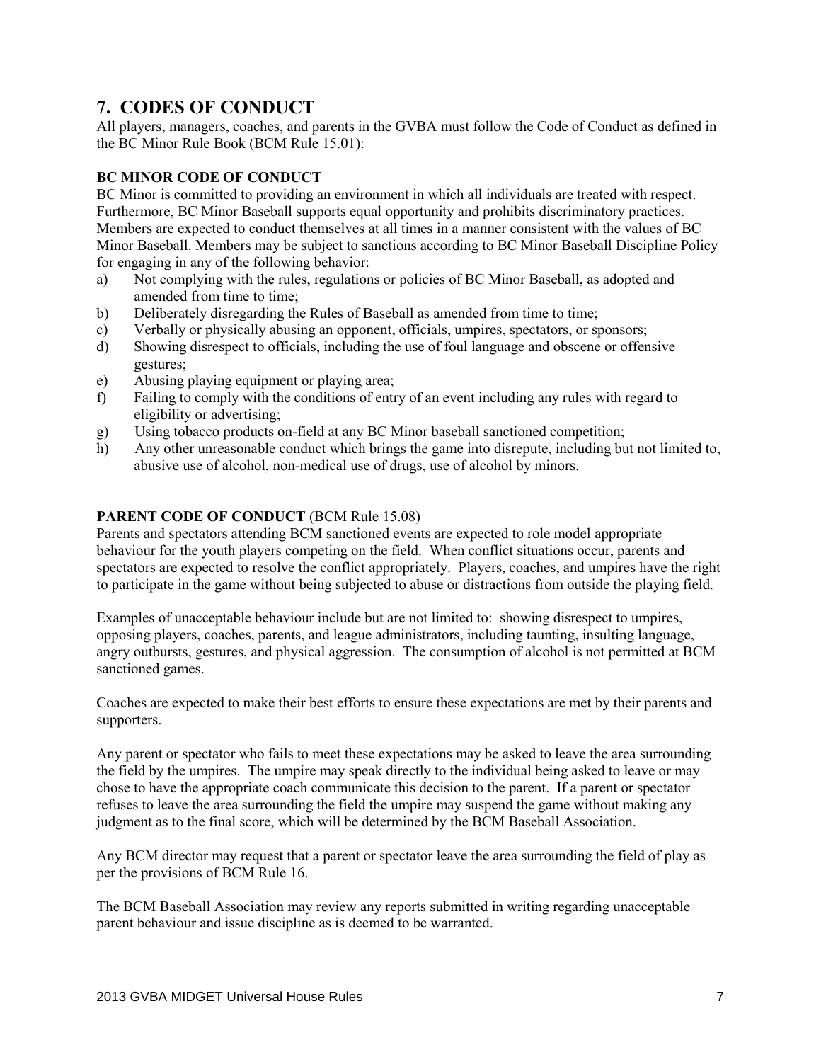## 7. CODES OF CONDUCT

All players, managers, coaches, and parents in the GVBA must follow the Code of Conduct as defined in the BC Minor Rule Book (BCM Rule 15.01):

### BC MINOR CODE OF CONDUCT

BC Minor is committed to providing an environment in which all individuals are treated with respect. Furthermore, BC Minor Baseball supports equal opportunity and prohibits discriminatory practices. Members are expected to conduct themselves at all times in a manner consistent with the values of BC Minor Baseball. Members may be subject to sanctions according to BC Minor Baseball Discipline Policy for engaging in any of the following behavior:

a) Not complying with the rules, regulations or policies of BC Minor Baseball, as adopted and amended from time to time;
b) Deliberately disregarding the Rules of Baseball as amended from time to time;
c) Verbally or physically abusing an opponent, officials, umpires, spectators, or sponsors;
d) Showing disrespect to officials, including the use of foul language and obscene or offensive gestures;
e) Abusing playing equipment or playing area;
f) Failing to comply with the conditions of entry of an event including any rules with regard to eligibility or advertising;
g) Using tobacco products on-field at any BC Minor baseball sanctioned competition;
h) Any other unreasonable conduct which brings the game into disrepute, including but not limited to, abusive use of alcohol, non-medical use of drugs, use of alcohol by minors.

### PARENT CODE OF CONDUCT (BCM Rule 15.08)

Parents and spectators attending BCM sanctioned events are expected to role model appropriate behaviour for the youth players competing on the field. When conflict situations occur, parents and spectators are expected to resolve the conflict appropriately. Players, coaches, and umpires have the right to participate in the game without being subjected to abuse or distractions from outside the playing field.

Examples of unacceptable behaviour include but are not limited to: showing disrespect to umpires, opposing players, coaches, parents, and league administrators, including taunting, insulting language, angry outbursts, gestures, and physical aggression. The consumption of alcohol is not permitted at BCM sanctioned games.

Coaches are expected to make their best efforts to ensure these expectations are met by their parents and supporters.

Any parent or spectator who fails to meet these expectations may be asked to leave the area surrounding the field by the umpires. The umpire may speak directly to the individual being asked to leave or may chose to have the appropriate coach communicate this decision to the parent. If a parent or spectator refuses to leave the area surrounding the field the umpire may suspend the game without making any judgment as to the final score, which will be determined by the BCM Baseball Association.

Any BCM director may request that a parent or spectator leave the area surrounding the field of play as per the provisions of BCM Rule 16.

The BCM Baseball Association may review any reports submitted in writing regarding unacceptable parent behaviour and issue discipline as is deemed to be warranted.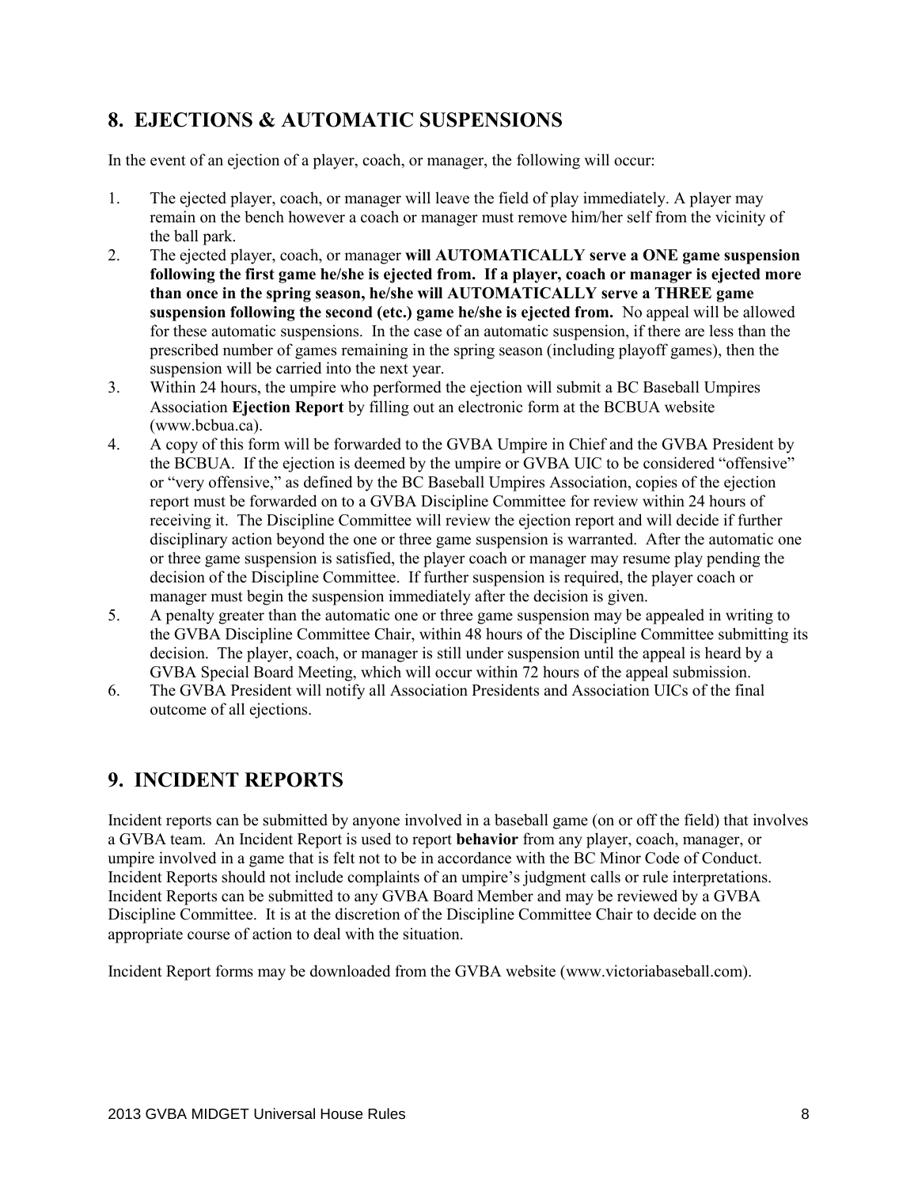## 8. EJECTIONS & AUTOMATIC SUSPENSIONS

In the event of an ejection of a player, coach, or manager, the following will occur:

1. The ejected player, coach, or manager will leave the field of play immediately. A player may remain on the bench however a coach or manager must remove him/her self from the vicinity of the ball park.
2. The ejected player, coach, or manager **will AUTOMATICALLY serve a ONE game suspension following the first game he/she is ejected from. If a player, coach or manager is ejected more than once in the spring season, he/she will AUTOMATICALLY serve a THREE game suspension following the second (etc.) game he/she is ejected from.** No appeal will be allowed for these automatic suspensions. In the case of an automatic suspension, if there are less than the prescribed number of games remaining in the spring season (including playoff games), then the suspension will be carried into the next year.
3. Within 24 hours, the umpire who performed the ejection will submit a BC Baseball Umpires Association **Ejection Report** by filling out an electronic form at the BCBUA website (www.bcbua.ca).
4. A copy of this form will be forwarded to the GVBA Umpire in Chief and the GVBA President by the BCBUA. If the ejection is deemed by the umpire or GVBA UIC to be considered "offensive" or "very offensive," as defined by the BC Baseball Umpires Association, copies of the ejection report must be forwarded on to a GVBA Discipline Committee for review within 24 hours of receiving it. The Discipline Committee will review the ejection report and will decide if further disciplinary action beyond the one or three game suspension is warranted. After the automatic one or three game suspension is satisfied, the player coach or manager may resume play pending the decision of the Discipline Committee. If further suspension is required, the player coach or manager must begin the suspension immediately after the decision is given.
5. A penalty greater than the automatic one or three game suspension may be appealed in writing to the GVBA Discipline Committee Chair, within 48 hours of the Discipline Committee submitting its decision. The player, coach, or manager is still under suspension until the appeal is heard by a GVBA Special Board Meeting, which will occur within 72 hours of the appeal submission.
6. The GVBA President will notify all Association Presidents and Association UICs of the final outcome of all ejections.

## 9. INCIDENT REPORTS

Incident reports can be submitted by anyone involved in a baseball game (on or off the field) that involves a GVBA team. An Incident Report is used to report **behavior** from any player, coach, manager, or umpire involved in a game that is felt not to be in accordance with the BC Minor Code of Conduct. Incident Reports should not include complaints of an umpire's judgment calls or rule interpretations. Incident Reports can be submitted to any GVBA Board Member and may be reviewed by a GVBA Discipline Committee. It is at the discretion of the Discipline Committee Chair to decide on the appropriate course of action to deal with the situation.

Incident Report forms may be downloaded from the GVBA website (www.victoriabaseball.com).